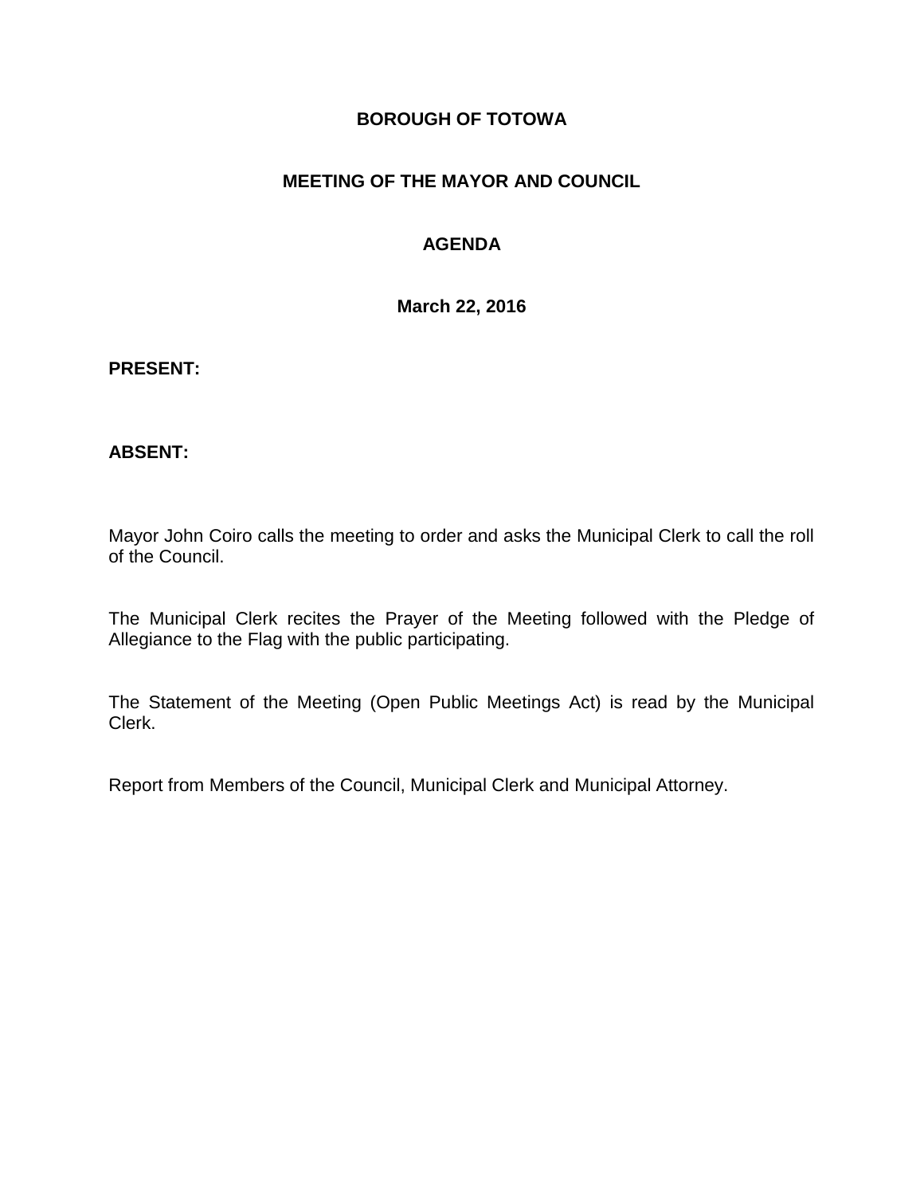**BOROUGH OF TOTOWA**

**MEETING OF THE MAYOR AND COUNCIL**

**AGENDA**

**March 22, 2016**

**PRESENT:**

**ABSENT:**

Mayor John Coiro calls the meeting to order and asks the Municipal Clerk to call the roll of the Council.

The Municipal Clerk recites the Prayer of the Meeting followed with the Pledge of Allegiance to the Flag with the public participating.

The Statement of the Meeting (Open Public Meetings Act) is read by the Municipal Clerk.

Report from Members of the Council, Municipal Clerk and Municipal Attorney.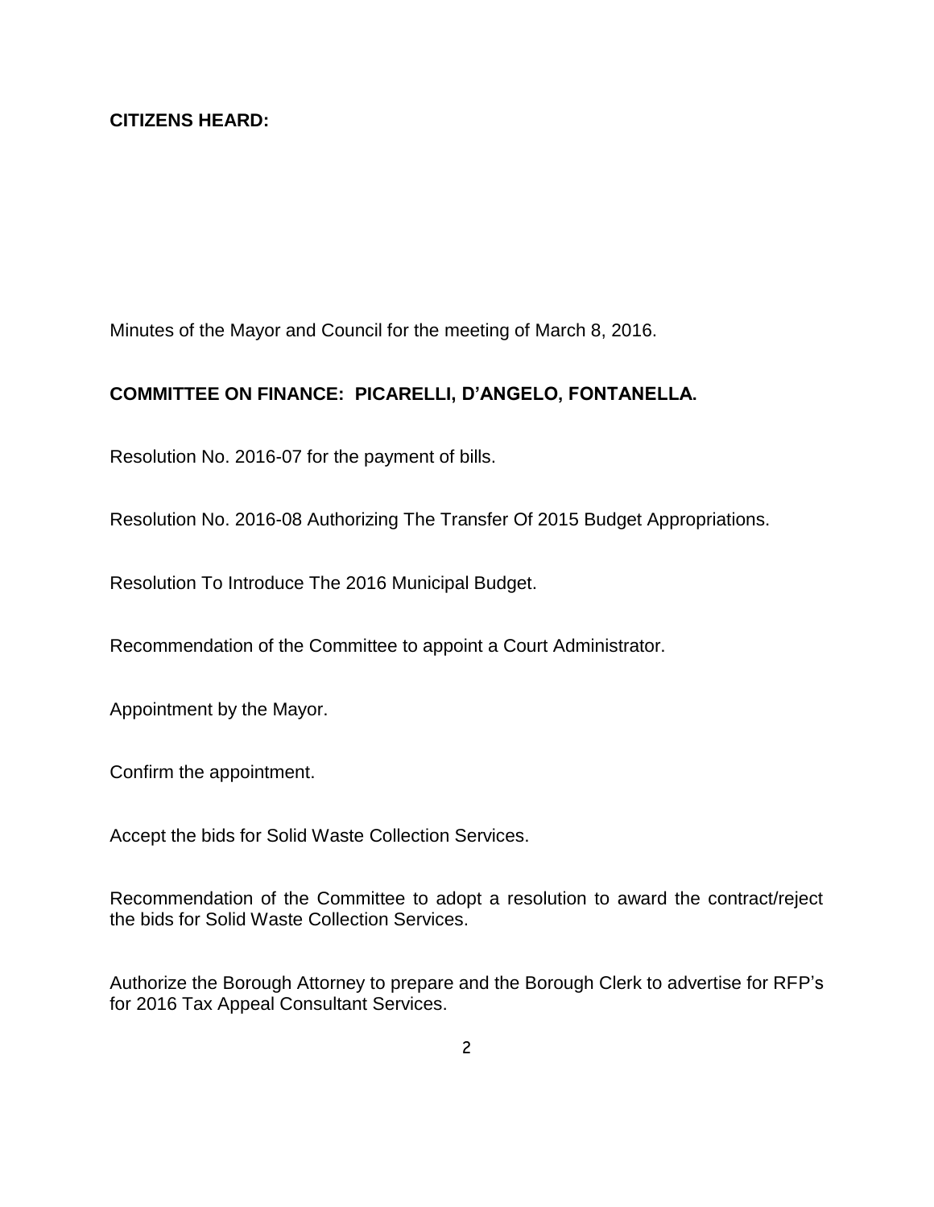**CITIZENS HEARD:**

Minutes of the Mayor and Council for the meeting of March 8, 2016.

**COMMITTEE ON FINANCE: PICARELLI, D'ANGELO, FONTANELLA.**

Resolution No. 2016-07 for the payment of bills.

Resolution No. 2016-08 Authorizing The Transfer Of 2015 Budget Appropriations.

Resolution To Introduce The 2016 Municipal Budget.

Recommendation of the Committee to appoint a Court Administrator.

Appointment by the Mayor.

Confirm the appointment.

Accept the bids for Solid Waste Collection Services.

Recommendation of the Committee to adopt a resolution to award the contract/reject the bids for Solid Waste Collection Services.

Authorize the Borough Attorney to prepare and the Borough Clerk to advertise for RFP's for 2016 Tax Appeal Consultant Services.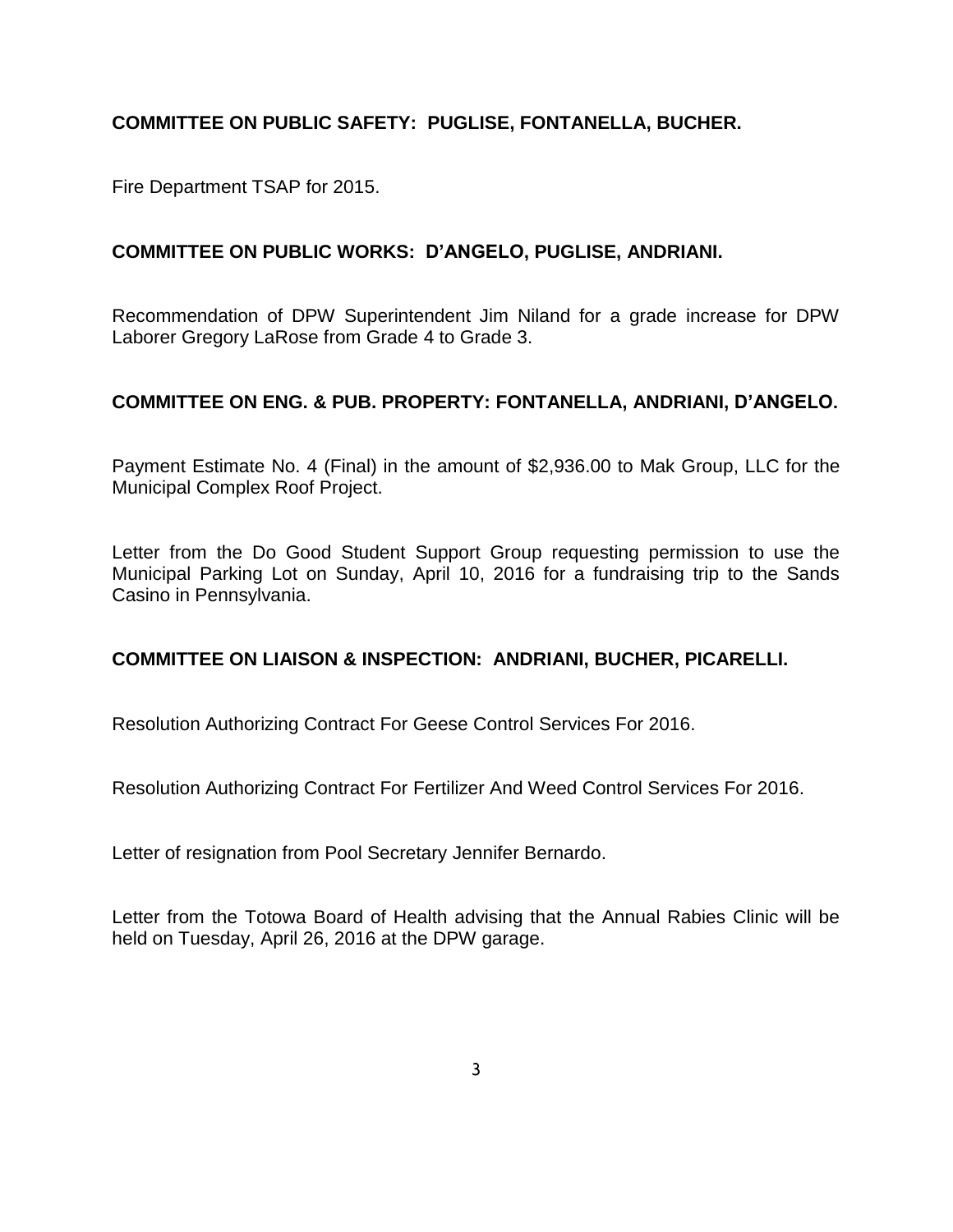**COMMITTEE ON PUBLIC SAFETY: PUGLISE, FONTANELLA, BUCHER.**

Fire Department TSAP for 2015.

**COMMITTEE ON PUBLIC WORKS: D'ANGELO, PUGLISE, ANDRIANI.**

Recommendation of DPW Superintendent Jim Niland for a grade increase for DPW Laborer Gregory LaRose from Grade 4 to Grade 3.

**COMMITTEE ON ENG. & PUB. PROPERTY: FONTANELLA, ANDRIANI, D'ANGELO.**

Payment Estimate No. 4 (Final) in the amount of $2,936.00 to Mak Group, LLC for the Municipal Complex Roof Project.

Letter from the Do Good Student Support Group requesting permission to use the Municipal Parking Lot on Sunday, April 10, 2016 for a fundraising trip to the Sands Casino in Pennsylvania.

**COMMITTEE ON LIAISON & INSPECTION: ANDRIANI, BUCHER, PICARELLI.**

Resolution Authorizing Contract For Geese Control Services For 2016.

Resolution Authorizing Contract For Fertilizer And Weed Control Services For 2016.

Letter of resignation from Pool Secretary Jennifer Bernardo.

Letter from the Totowa Board of Health advising that the Annual Rabies Clinic will be held on Tuesday, April 26, 2016 at the DPW garage.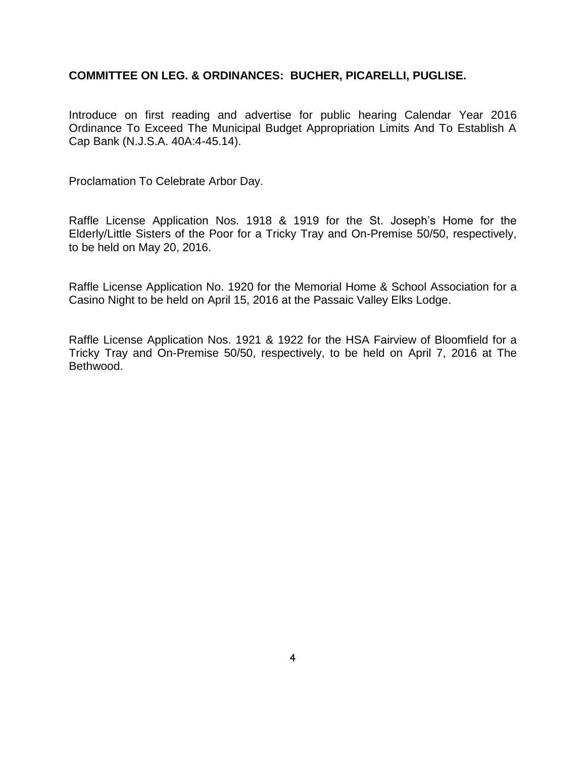**COMMITTEE ON LEG. & ORDINANCES: BUCHER, PICARELLI, PUGLISE.**

Introduce on first reading and advertise for public hearing Calendar Year 2016 Ordinance To Exceed The Municipal Budget Appropriation Limits And To Establish A Cap Bank (N.J.S.A. 40A:4-45.14).

Proclamation To Celebrate Arbor Day.

Raffle License Application Nos. 1918 & 1919 for the St. Joseph's Home for the Elderly/Little Sisters of the Poor for a Tricky Tray and On-Premise 50/50, respectively, to be held on May 20, 2016.

Raffle License Application No. 1920 for the Memorial Home & School Association for a Casino Night to be held on April 15, 2016 at the Passaic Valley Elks Lodge.

Raffle License Application Nos. 1921 & 1922 for the HSA Fairview of Bloomfield for a Tricky Tray and On-Premise 50/50, respectively, to be held on April 7, 2016 at The Bethwood.